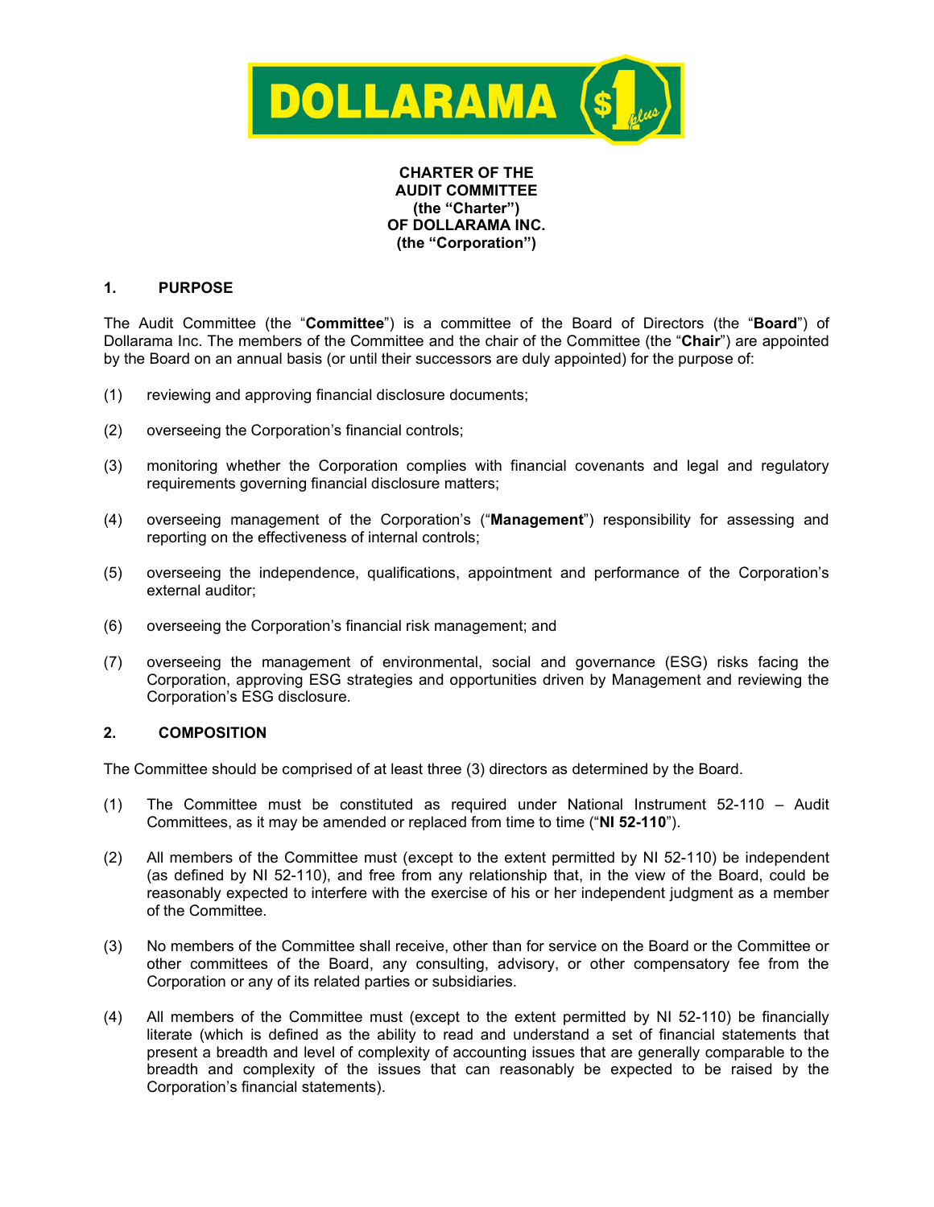**CHARTER OF THE AUDIT COMMITTEE (the "Charter") OF DOLLARAMA INC. (the "Corporation")**

## 1. PURPOSE

The Audit Committee (the "**Committee**") is a committee of the Board of Directors (the "**Board**") of Dollarama Inc. The members of the Committee and the chair of the Committee (the "**Chair**") are appointed by the Board on an annual basis (or until their successors are duly appointed) for the purpose of:

(1) reviewing and approving financial disclosure documents;

(2) overseeing the Corporation's financial controls;

(3) monitoring whether the Corporation complies with financial covenants and legal and regulatory requirements governing financial disclosure matters;

(4) overseeing management of the Corporation's ("**Management**") responsibility for assessing and reporting on the effectiveness of internal controls;

(5) overseeing the independence, qualifications, appointment and performance of the Corporation's external auditor;

(6) overseeing the Corporation's financial risk management; and

(7) overseeing the management of environmental, social and governance (ESG) risks facing the Corporation, approving ESG strategies and opportunities driven by Management and reviewing the Corporation's ESG disclosure.

## 2. COMPOSITION

The Committee should be comprised of at least three (3) directors as determined by the Board.

(1) The Committee must be constituted as required under National Instrument 52-110 – Audit Committees, as it may be amended or replaced from time to time ("**NI 52-110**").

(2) All members of the Committee must (except to the extent permitted by NI 52-110) be independent (as defined by NI 52-110), and free from any relationship that, in the view of the Board, could be reasonably expected to interfere with the exercise of his or her independent judgment as a member of the Committee.

(3) No members of the Committee shall receive, other than for service on the Board or the Committee or other committees of the Board, any consulting, advisory, or other compensatory fee from the Corporation or any of its related parties or subsidiaries.

(4) All members of the Committee must (except to the extent permitted by NI 52-110) be financially literate (which is defined as the ability to read and understand a set of financial statements that present a breadth and level of complexity of accounting issues that are generally comparable to the breadth and complexity of the issues that can reasonably be expected to be raised by the Corporation's financial statements).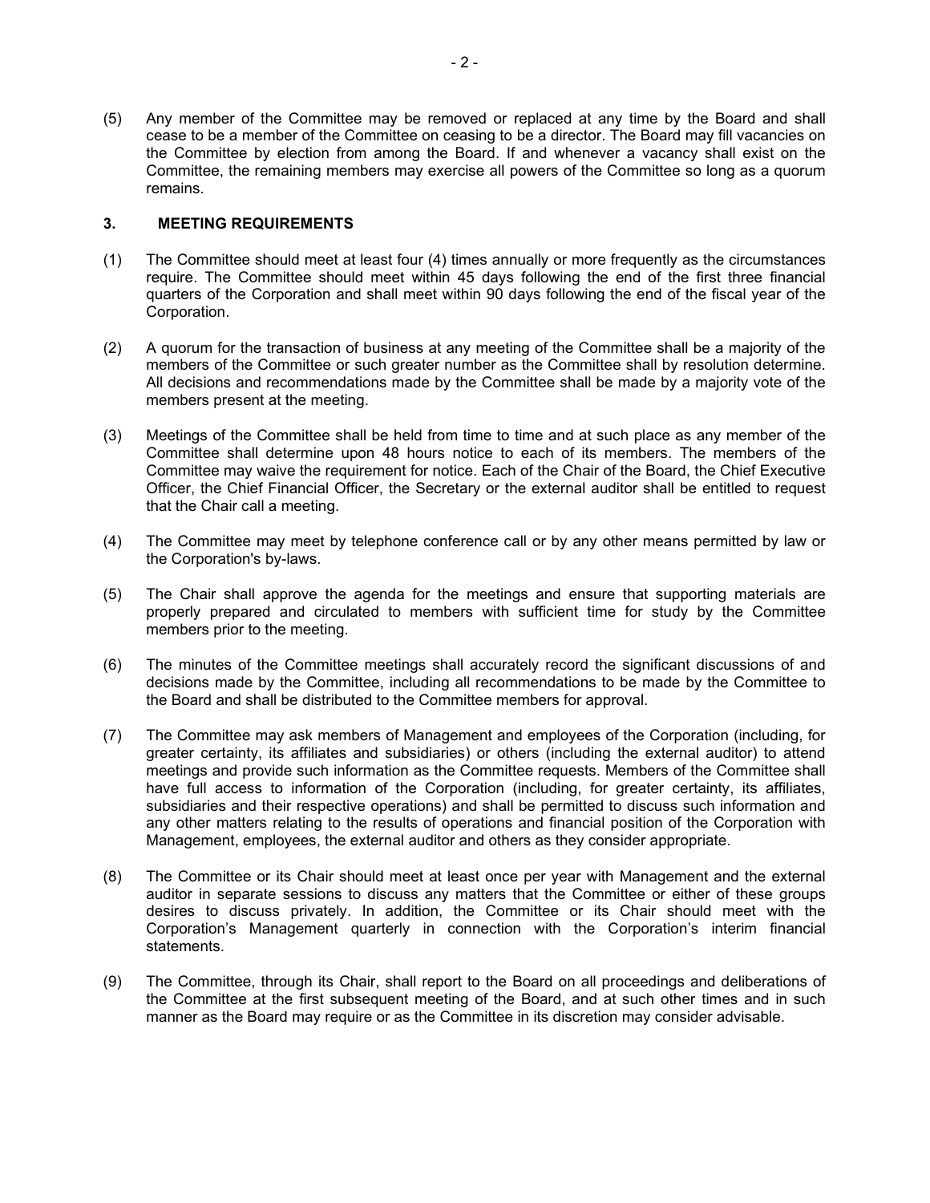(5) Any member of the Committee may be removed or replaced at any time by the Board and shall cease to be a member of the Committee on ceasing to be a director. The Board may fill vacancies on the Committee by election from among the Board. If and whenever a vacancy shall exist on the Committee, the remaining members may exercise all powers of the Committee so long as a quorum remains.

## 3. MEETING REQUIREMENTS

(1) The Committee should meet at least four (4) times annually or more frequently as the circumstances require. The Committee should meet within 45 days following the end of the first three financial quarters of the Corporation and shall meet within 90 days following the end of the fiscal year of the Corporation.

(2) A quorum for the transaction of business at any meeting of the Committee shall be a majority of the members of the Committee or such greater number as the Committee shall by resolution determine. All decisions and recommendations made by the Committee shall be made by a majority vote of the members present at the meeting.

(3) Meetings of the Committee shall be held from time to time and at such place as any member of the Committee shall determine upon 48 hours notice to each of its members. The members of the Committee may waive the requirement for notice. Each of the Chair of the Board, the Chief Executive Officer, the Chief Financial Officer, the Secretary or the external auditor shall be entitled to request that the Chair call a meeting.

(4) The Committee may meet by telephone conference call or by any other means permitted by law or the Corporation's by-laws.

(5) The Chair shall approve the agenda for the meetings and ensure that supporting materials are properly prepared and circulated to members with sufficient time for study by the Committee members prior to the meeting.

(6) The minutes of the Committee meetings shall accurately record the significant discussions of and decisions made by the Committee, including all recommendations to be made by the Committee to the Board and shall be distributed to the Committee members for approval.

(7) The Committee may ask members of Management and employees of the Corporation (including, for greater certainty, its affiliates and subsidiaries) or others (including the external auditor) to attend meetings and provide such information as the Committee requests. Members of the Committee shall have full access to information of the Corporation (including, for greater certainty, its affiliates, subsidiaries and their respective operations) and shall be permitted to discuss such information and any other matters relating to the results of operations and financial position of the Corporation with Management, employees, the external auditor and others as they consider appropriate.

(8) The Committee or its Chair should meet at least once per year with Management and the external auditor in separate sessions to discuss any matters that the Committee or either of these groups desires to discuss privately. In addition, the Committee or its Chair should meet with the Corporation's Management quarterly in connection with the Corporation's interim financial statements.

(9) The Committee, through its Chair, shall report to the Board on all proceedings and deliberations of the Committee at the first subsequent meeting of the Board, and at such other times and in such manner as the Board may require or as the Committee in its discretion may consider advisable.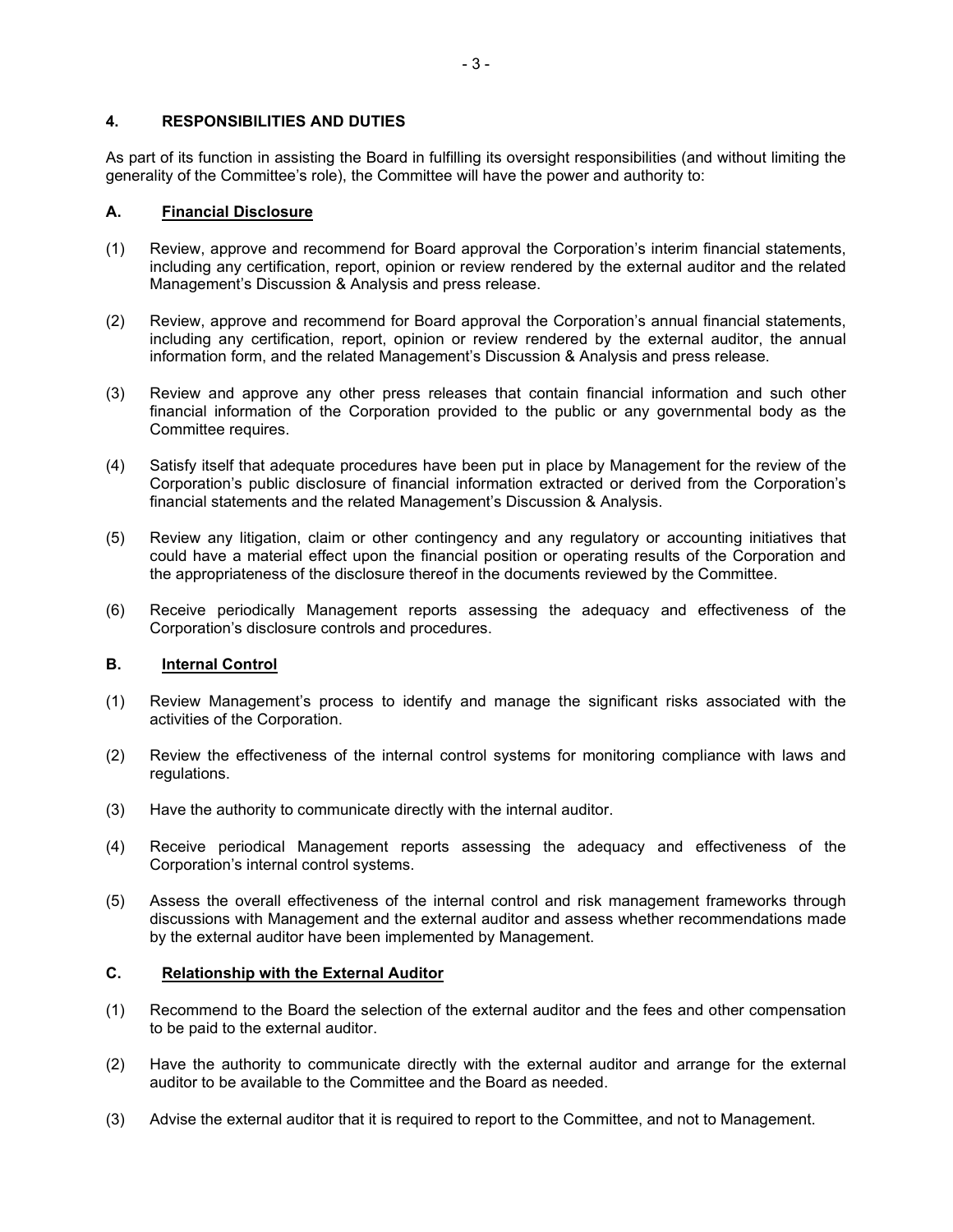## 4. RESPONSIBILITIES AND DUTIES

As part of its function in assisting the Board in fulfilling its oversight responsibilities (and without limiting the generality of the Committee's role), the Committee will have the power and authority to:

### A. <u>Financial Disclosure</u>

(1) Review, approve and recommend for Board approval the Corporation's interim financial statements, including any certification, report, opinion or review rendered by the external auditor and the related Management's Discussion & Analysis and press release.

(2) Review, approve and recommend for Board approval the Corporation's annual financial statements, including any certification, report, opinion or review rendered by the external auditor, the annual information form, and the related Management's Discussion & Analysis and press release.

(3) Review and approve any other press releases that contain financial information and such other financial information of the Corporation provided to the public or any governmental body as the Committee requires.

(4) Satisfy itself that adequate procedures have been put in place by Management for the review of the Corporation's public disclosure of financial information extracted or derived from the Corporation's financial statements and the related Management's Discussion & Analysis.

(5) Review any litigation, claim or other contingency and any regulatory or accounting initiatives that could have a material effect upon the financial position or operating results of the Corporation and the appropriateness of the disclosure thereof in the documents reviewed by the Committee.

(6) Receive periodically Management reports assessing the adequacy and effectiveness of the Corporation's disclosure controls and procedures.

### B. <u>Internal Control</u>

(1) Review Management's process to identify and manage the significant risks associated with the activities of the Corporation.

(2) Review the effectiveness of the internal control systems for monitoring compliance with laws and regulations.

(3) Have the authority to communicate directly with the internal auditor.

(4) Receive periodical Management reports assessing the adequacy and effectiveness of the Corporation's internal control systems.

(5) Assess the overall effectiveness of the internal control and risk management frameworks through discussions with Management and the external auditor and assess whether recommendations made by the external auditor have been implemented by Management.

### C. <u>Relationship with the External Auditor</u>

(1) Recommend to the Board the selection of the external auditor and the fees and other compensation to be paid to the external auditor.

(2) Have the authority to communicate directly with the external auditor and arrange for the external auditor to be available to the Committee and the Board as needed.

(3) Advise the external auditor that it is required to report to the Committee, and not to Management.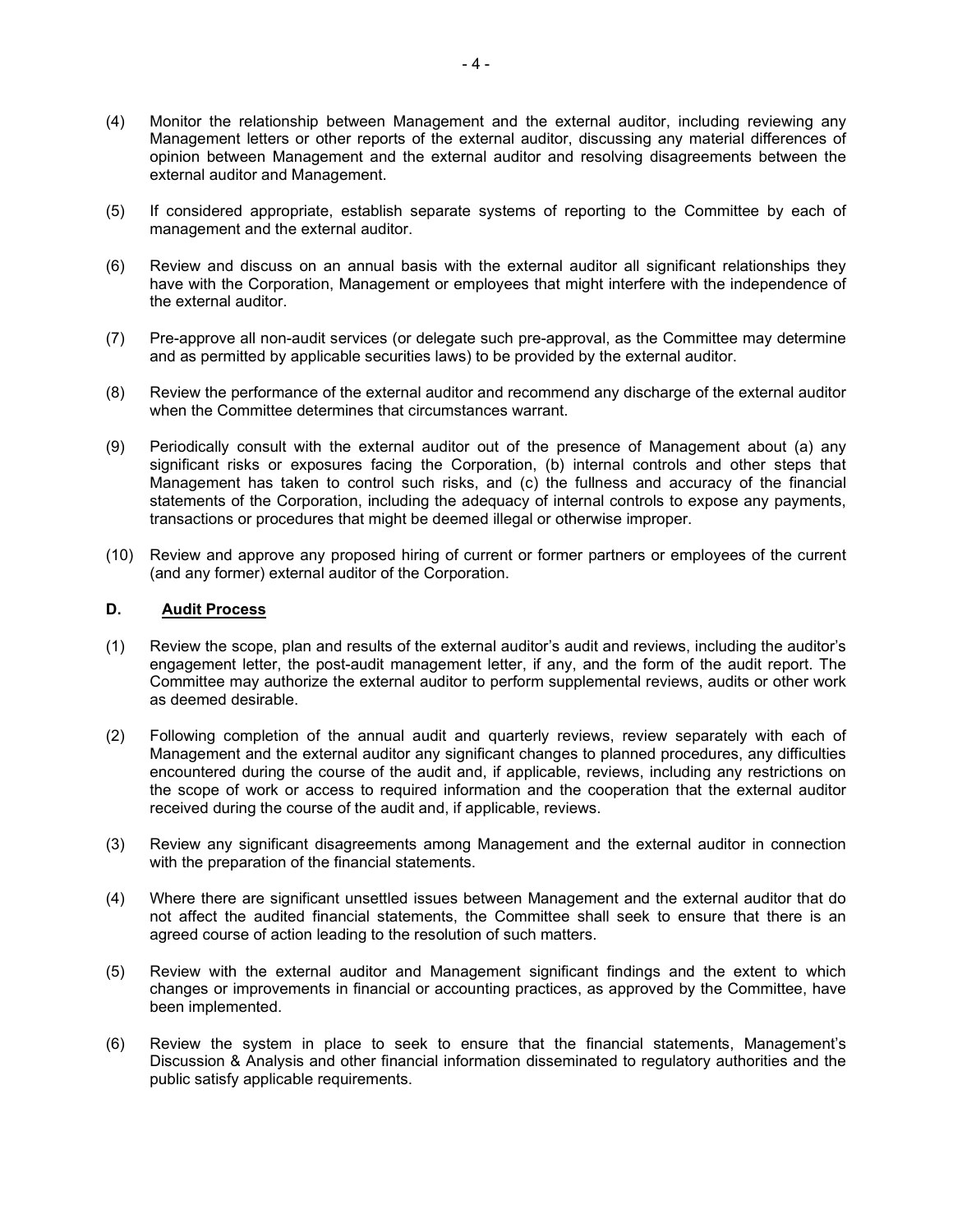(4) Monitor the relationship between Management and the external auditor, including reviewing any Management letters or other reports of the external auditor, discussing any material differences of opinion between Management and the external auditor and resolving disagreements between the external auditor and Management.

(5) If considered appropriate, establish separate systems of reporting to the Committee by each of management and the external auditor.

(6) Review and discuss on an annual basis with the external auditor all significant relationships they have with the Corporation, Management or employees that might interfere with the independence of the external auditor.

(7) Pre-approve all non-audit services (or delegate such pre-approval, as the Committee may determine and as permitted by applicable securities laws) to be provided by the external auditor.

(8) Review the performance of the external auditor and recommend any discharge of the external auditor when the Committee determines that circumstances warrant.

(9) Periodically consult with the external auditor out of the presence of Management about (a) any significant risks or exposures facing the Corporation, (b) internal controls and other steps that Management has taken to control such risks, and (c) the fullness and accuracy of the financial statements of the Corporation, including the adequacy of internal controls to expose any payments, transactions or procedures that might be deemed illegal or otherwise improper.

(10) Review and approve any proposed hiring of current or former partners or employees of the current (and any former) external auditor of the Corporation.

## D. Audit Process

(1) Review the scope, plan and results of the external auditor's audit and reviews, including the auditor's engagement letter, the post-audit management letter, if any, and the form of the audit report. The Committee may authorize the external auditor to perform supplemental reviews, audits or other work as deemed desirable.

(2) Following completion of the annual audit and quarterly reviews, review separately with each of Management and the external auditor any significant changes to planned procedures, any difficulties encountered during the course of the audit and, if applicable, reviews, including any restrictions on the scope of work or access to required information and the cooperation that the external auditor received during the course of the audit and, if applicable, reviews.

(3) Review any significant disagreements among Management and the external auditor in connection with the preparation of the financial statements.

(4) Where there are significant unsettled issues between Management and the external auditor that do not affect the audited financial statements, the Committee shall seek to ensure that there is an agreed course of action leading to the resolution of such matters.

(5) Review with the external auditor and Management significant findings and the extent to which changes or improvements in financial or accounting practices, as approved by the Committee, have been implemented.

(6) Review the system in place to seek to ensure that the financial statements, Management's Discussion & Analysis and other financial information disseminated to regulatory authorities and the public satisfy applicable requirements.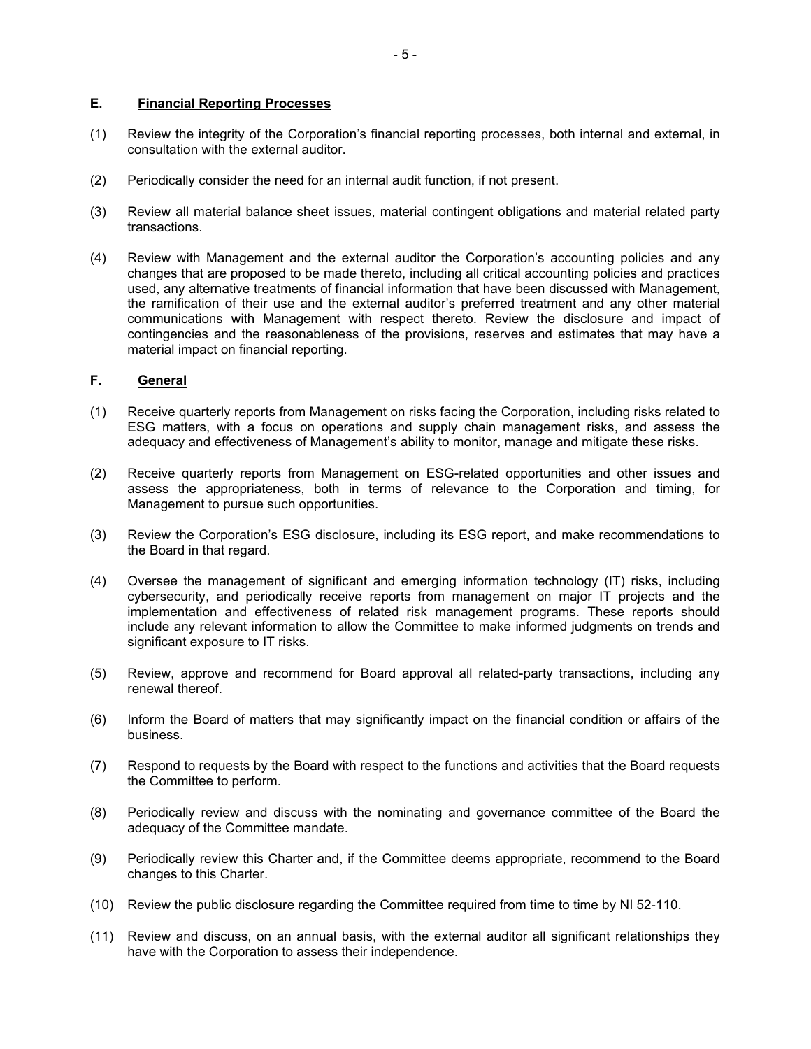## E. Financial Reporting Processes

(1) Review the integrity of the Corporation's financial reporting processes, both internal and external, in consultation with the external auditor.

(2) Periodically consider the need for an internal audit function, if not present.

(3) Review all material balance sheet issues, material contingent obligations and material related party transactions.

(4) Review with Management and the external auditor the Corporation's accounting policies and any changes that are proposed to be made thereto, including all critical accounting policies and practices used, any alternative treatments of financial information that have been discussed with Management, the ramification of their use and the external auditor's preferred treatment and any other material communications with Management with respect thereto. Review the disclosure and impact of contingencies and the reasonableness of the provisions, reserves and estimates that may have a material impact on financial reporting.

## F. General

(1) Receive quarterly reports from Management on risks facing the Corporation, including risks related to ESG matters, with a focus on operations and supply chain management risks, and assess the adequacy and effectiveness of Management's ability to monitor, manage and mitigate these risks.

(2) Receive quarterly reports from Management on ESG-related opportunities and other issues and assess the appropriateness, both in terms of relevance to the Corporation and timing, for Management to pursue such opportunities.

(3) Review the Corporation's ESG disclosure, including its ESG report, and make recommendations to the Board in that regard.

(4) Oversee the management of significant and emerging information technology (IT) risks, including cybersecurity, and periodically receive reports from management on major IT projects and the implementation and effectiveness of related risk management programs. These reports should include any relevant information to allow the Committee to make informed judgments on trends and significant exposure to IT risks.

(5) Review, approve and recommend for Board approval all related-party transactions, including any renewal thereof.

(6) Inform the Board of matters that may significantly impact on the financial condition or affairs of the business.

(7) Respond to requests by the Board with respect to the functions and activities that the Board requests the Committee to perform.

(8) Periodically review and discuss with the nominating and governance committee of the Board the adequacy of the Committee mandate.

(9) Periodically review this Charter and, if the Committee deems appropriate, recommend to the Board changes to this Charter.

(10) Review the public disclosure regarding the Committee required from time to time by NI 52-110.

(11) Review and discuss, on an annual basis, with the external auditor all significant relationships they have with the Corporation to assess their independence.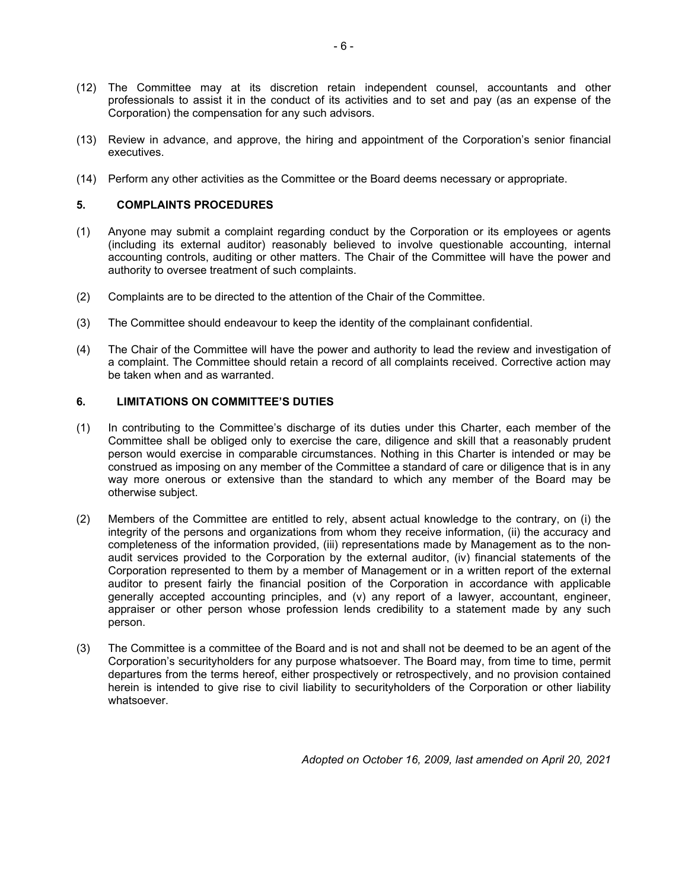(12) The Committee may at its discretion retain independent counsel, accountants and other professionals to assist it in the conduct of its activities and to set and pay (as an expense of the Corporation) the compensation for any such advisors.

(13) Review in advance, and approve, the hiring and appointment of the Corporation's senior financial executives.

(14) Perform any other activities as the Committee or the Board deems necessary or appropriate.

## 5. COMPLAINTS PROCEDURES

(1) Anyone may submit a complaint regarding conduct by the Corporation or its employees or agents (including its external auditor) reasonably believed to involve questionable accounting, internal accounting controls, auditing or other matters. The Chair of the Committee will have the power and authority to oversee treatment of such complaints.

(2) Complaints are to be directed to the attention of the Chair of the Committee.

(3) The Committee should endeavour to keep the identity of the complainant confidential.

(4) The Chair of the Committee will have the power and authority to lead the review and investigation of a complaint. The Committee should retain a record of all complaints received. Corrective action may be taken when and as warranted.

## 6. LIMITATIONS ON COMMITTEE'S DUTIES

(1) In contributing to the Committee's discharge of its duties under this Charter, each member of the Committee shall be obliged only to exercise the care, diligence and skill that a reasonably prudent person would exercise in comparable circumstances. Nothing in this Charter is intended or may be construed as imposing on any member of the Committee a standard of care or diligence that is in any way more onerous or extensive than the standard to which any member of the Board may be otherwise subject.

(2) Members of the Committee are entitled to rely, absent actual knowledge to the contrary, on (i) the integrity of the persons and organizations from whom they receive information, (ii) the accuracy and completeness of the information provided, (iii) representations made by Management as to the non-audit services provided to the Corporation by the external auditor, (iv) financial statements of the Corporation represented to them by a member of Management or in a written report of the external auditor to present fairly the financial position of the Corporation in accordance with applicable generally accepted accounting principles, and (v) any report of a lawyer, accountant, engineer, appraiser or other person whose profession lends credibility to a statement made by any such person.

(3) The Committee is a committee of the Board and is not and shall not be deemed to be an agent of the Corporation's securityholders for any purpose whatsoever. The Board may, from time to time, permit departures from the terms hereof, either prospectively or retrospectively, and no provision contained herein is intended to give rise to civil liability to securityholders of the Corporation or other liability whatsoever.

*Adopted on October 16, 2009, last amended on April 20, 2021*